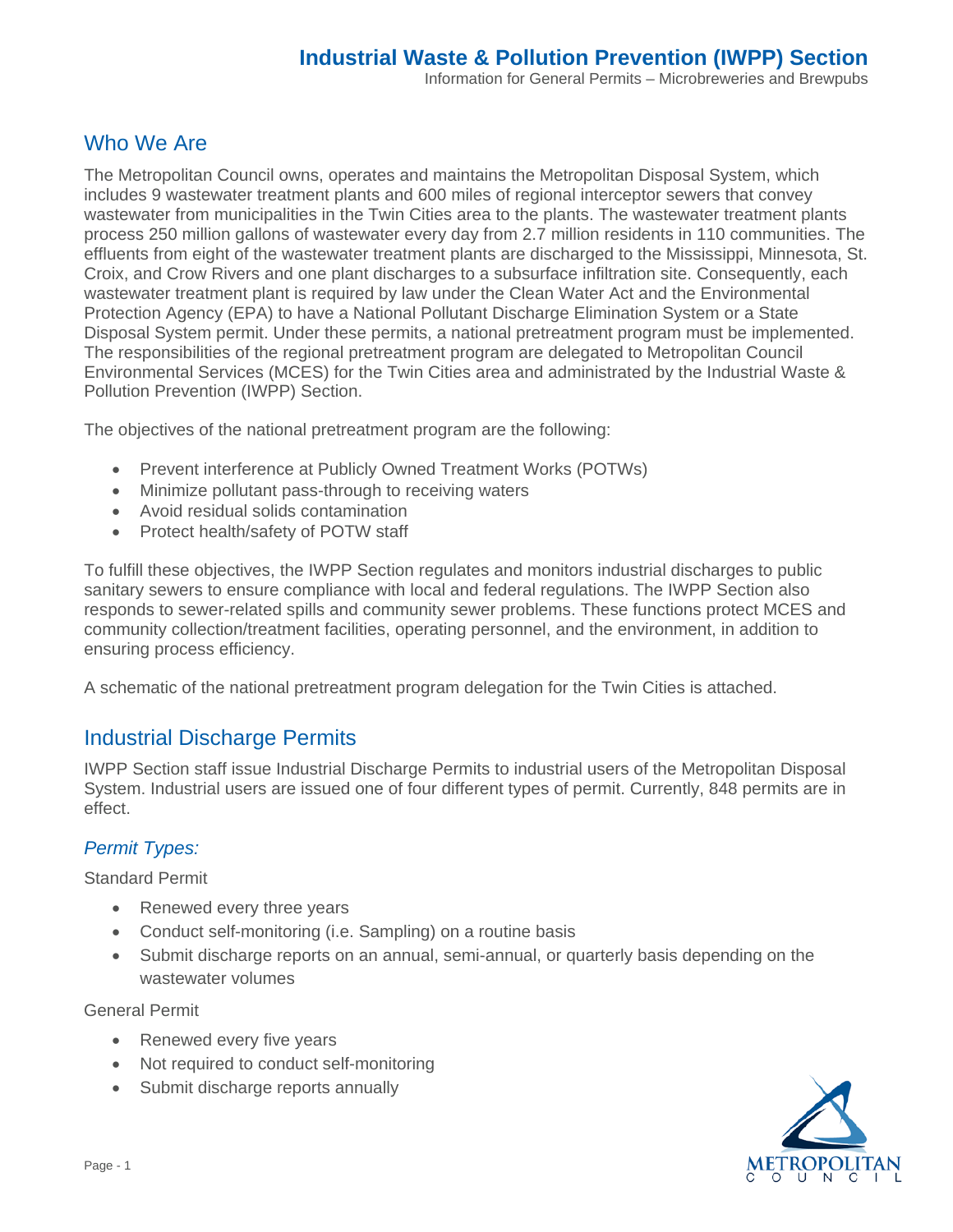# Industrial Waste & Pollution Prevention (IWPP) Section

Information for General Permits – Microbreweries and Brewpubs

## Who We Are

The Metropolitan Council owns, operates and maintains the Metropolitan Disposal System, which includes 9 wastewater treatment plants and 600 miles of regional interceptor sewers that convey wastewater from municipalities in the Twin Cities area to the plants. The wastewater treatment plants process 250 million gallons of wastewater every day from 2.7 million residents in 110 communities. The effluents from eight of the wastewater treatment plants are discharged to the Mississippi, Minnesota, St. Croix, and Crow Rivers and one plant discharges to a subsurface infiltration site. Consequently, each wastewater treatment plant is required by law under the Clean Water Act and the Environmental Protection Agency (EPA) to have a National Pollutant Discharge Elimination System or a State Disposal System permit. Under these permits, a national pretreatment program must be implemented. The responsibilities of the regional pretreatment program are delegated to Metropolitan Council Environmental Services (MCES) for the Twin Cities area and administrated by the Industrial Waste & Pollution Prevention (IWPP) Section.

The objectives of the national pretreatment program are the following:

- Prevent interference at Publicly Owned Treatment Works (POTWs)
- Minimize pollutant pass-through to receiving waters
- Avoid residual solids contamination
- Protect health/safety of POTW staff

To fulfill these objectives, the IWPP Section regulates and monitors industrial discharges to public sanitary sewers to ensure compliance with local and federal regulations. The IWPP Section also responds to sewer-related spills and community sewer problems. These functions protect MCES and community collection/treatment facilities, operating personnel, and the environment, in addition to ensuring process efficiency.

A schematic of the national pretreatment program delegation for the Twin Cities is attached.

## Industrial Discharge Permits

IWPP Section staff issue Industrial Discharge Permits to industrial users of the Metropolitan Disposal System. Industrial users are issued one of four different types of permit. Currently, 848 permits are in effect.

### *Permit Types:*

Standard Permit

- Renewed every three years
- Conduct self-monitoring (i.e. Sampling) on a routine basis
- Submit discharge reports on an annual, semi-annual, or quarterly basis depending on the wastewater volumes

General Permit

- Renewed every five years
- Not required to conduct self-monitoring
- Submit discharge reports annually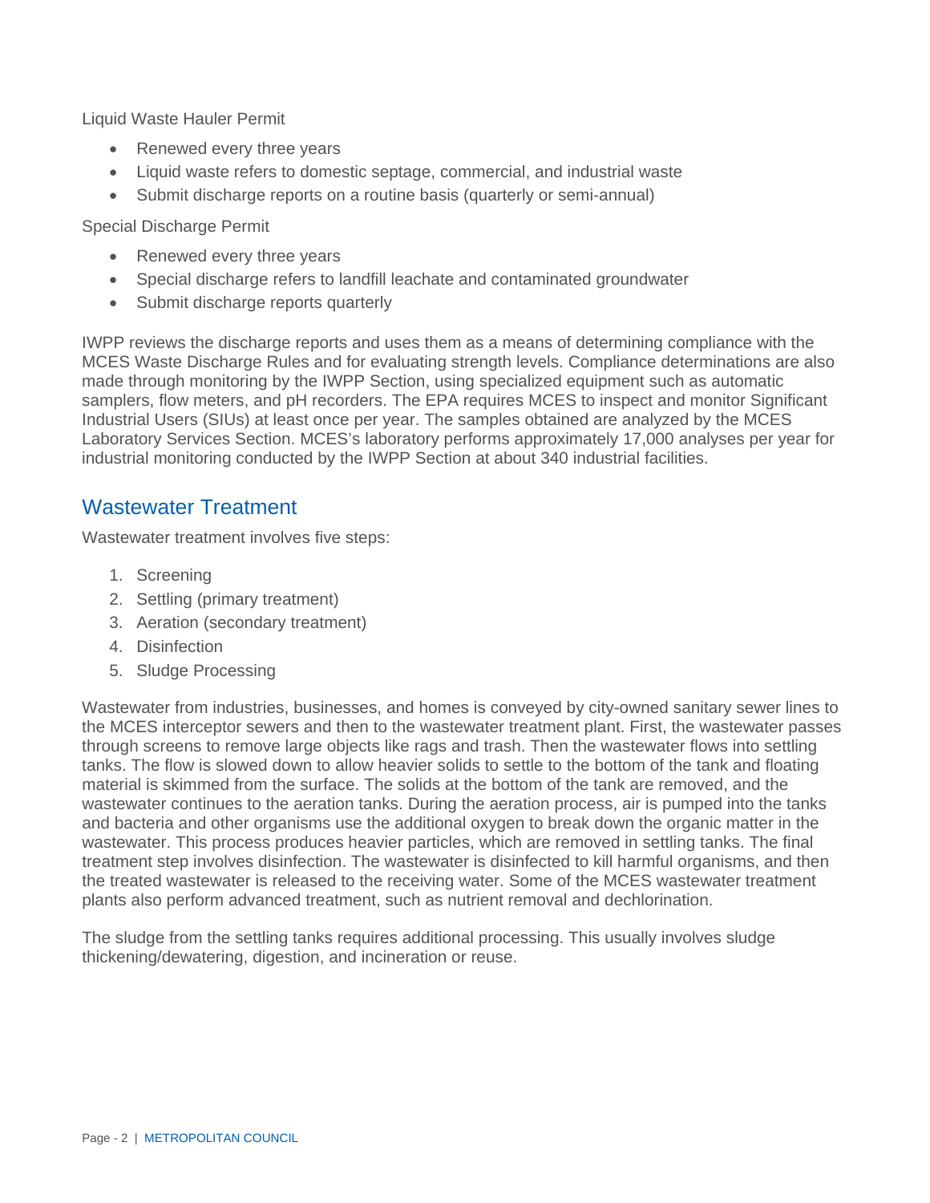Liquid Waste Hauler Permit

- Renewed every three years
- Liquid waste refers to domestic septage, commercial, and industrial waste
- Submit discharge reports on a routine basis (quarterly or semi-annual)

Special Discharge Permit

- Renewed every three years
- Special discharge refers to landfill leachate and contaminated groundwater
- Submit discharge reports quarterly

IWPP reviews the discharge reports and uses them as a means of determining compliance with the MCES Waste Discharge Rules and for evaluating strength levels. Compliance determinations are also made through monitoring by the IWPP Section, using specialized equipment such as automatic samplers, flow meters, and pH recorders. The EPA requires MCES to inspect and monitor Significant Industrial Users (SIUs) at least once per year. The samples obtained are analyzed by the MCES Laboratory Services Section. MCES's laboratory performs approximately 17,000 analyses per year for industrial monitoring conducted by the IWPP Section at about 340 industrial facilities.

## Wastewater Treatment

Wastewater treatment involves five steps:

1. Screening
2. Settling (primary treatment)
3. Aeration (secondary treatment)
4. Disinfection
5. Sludge Processing

Wastewater from industries, businesses, and homes is conveyed by city-owned sanitary sewer lines to the MCES interceptor sewers and then to the wastewater treatment plant. First, the wastewater passes through screens to remove large objects like rags and trash. Then the wastewater flows into settling tanks. The flow is slowed down to allow heavier solids to settle to the bottom of the tank and floating material is skimmed from the surface. The solids at the bottom of the tank are removed, and the wastewater continues to the aeration tanks. During the aeration process, air is pumped into the tanks and bacteria and other organisms use the additional oxygen to break down the organic matter in the wastewater. This process produces heavier particles, which are removed in settling tanks. The final treatment step involves disinfection. The wastewater is disinfected to kill harmful organisms, and then the treated wastewater is released to the receiving water. Some of the MCES wastewater treatment plants also perform advanced treatment, such as nutrient removal and dechlorination.

The sludge from the settling tanks requires additional processing. This usually involves sludge thickening/dewatering, digestion, and incineration or reuse.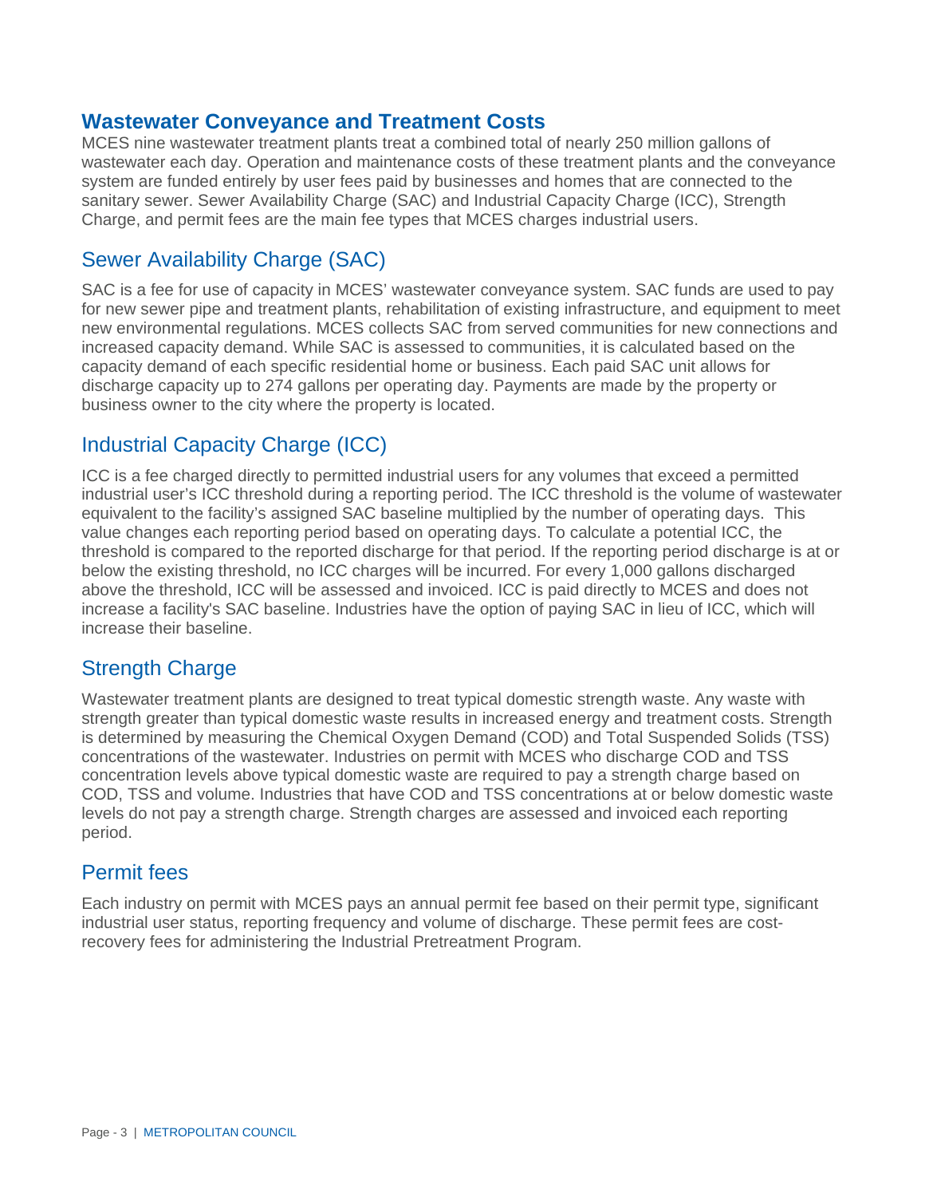## Wastewater Conveyance and Treatment Costs

MCES nine wastewater treatment plants treat a combined total of nearly 250 million gallons of wastewater each day. Operation and maintenance costs of these treatment plants and the conveyance system are funded entirely by user fees paid by businesses and homes that are connected to the sanitary sewer. Sewer Availability Charge (SAC) and Industrial Capacity Charge (ICC), Strength Charge, and permit fees are the main fee types that MCES charges industrial users.

### Sewer Availability Charge (SAC)

SAC is a fee for use of capacity in MCES' wastewater conveyance system. SAC funds are used to pay for new sewer pipe and treatment plants, rehabilitation of existing infrastructure, and equipment to meet new environmental regulations. MCES collects SAC from served communities for new connections and increased capacity demand. While SAC is assessed to communities, it is calculated based on the capacity demand of each specific residential home or business. Each paid SAC unit allows for discharge capacity up to 274 gallons per operating day. Payments are made by the property or business owner to the city where the property is located.

### Industrial Capacity Charge (ICC)

ICC is a fee charged directly to permitted industrial users for any volumes that exceed a permitted industrial user's ICC threshold during a reporting period. The ICC threshold is the volume of wastewater equivalent to the facility's assigned SAC baseline multiplied by the number of operating days. This value changes each reporting period based on operating days. To calculate a potential ICC, the threshold is compared to the reported discharge for that period. If the reporting period discharge is at or below the existing threshold, no ICC charges will be incurred. For every 1,000 gallons discharged above the threshold, ICC will be assessed and invoiced. ICC is paid directly to MCES and does not increase a facility's SAC baseline. Industries have the option of paying SAC in lieu of ICC, which will increase their baseline.

### Strength Charge

Wastewater treatment plants are designed to treat typical domestic strength waste. Any waste with strength greater than typical domestic waste results in increased energy and treatment costs. Strength is determined by measuring the Chemical Oxygen Demand (COD) and Total Suspended Solids (TSS) concentrations of the wastewater. Industries on permit with MCES who discharge COD and TSS concentration levels above typical domestic waste are required to pay a strength charge based on COD, TSS and volume. Industries that have COD and TSS concentrations at or below domestic waste levels do not pay a strength charge. Strength charges are assessed and invoiced each reporting period.

### Permit fees

Each industry on permit with MCES pays an annual permit fee based on their permit type, significant industrial user status, reporting frequency and volume of discharge. These permit fees are cost-recovery fees for administering the Industrial Pretreatment Program.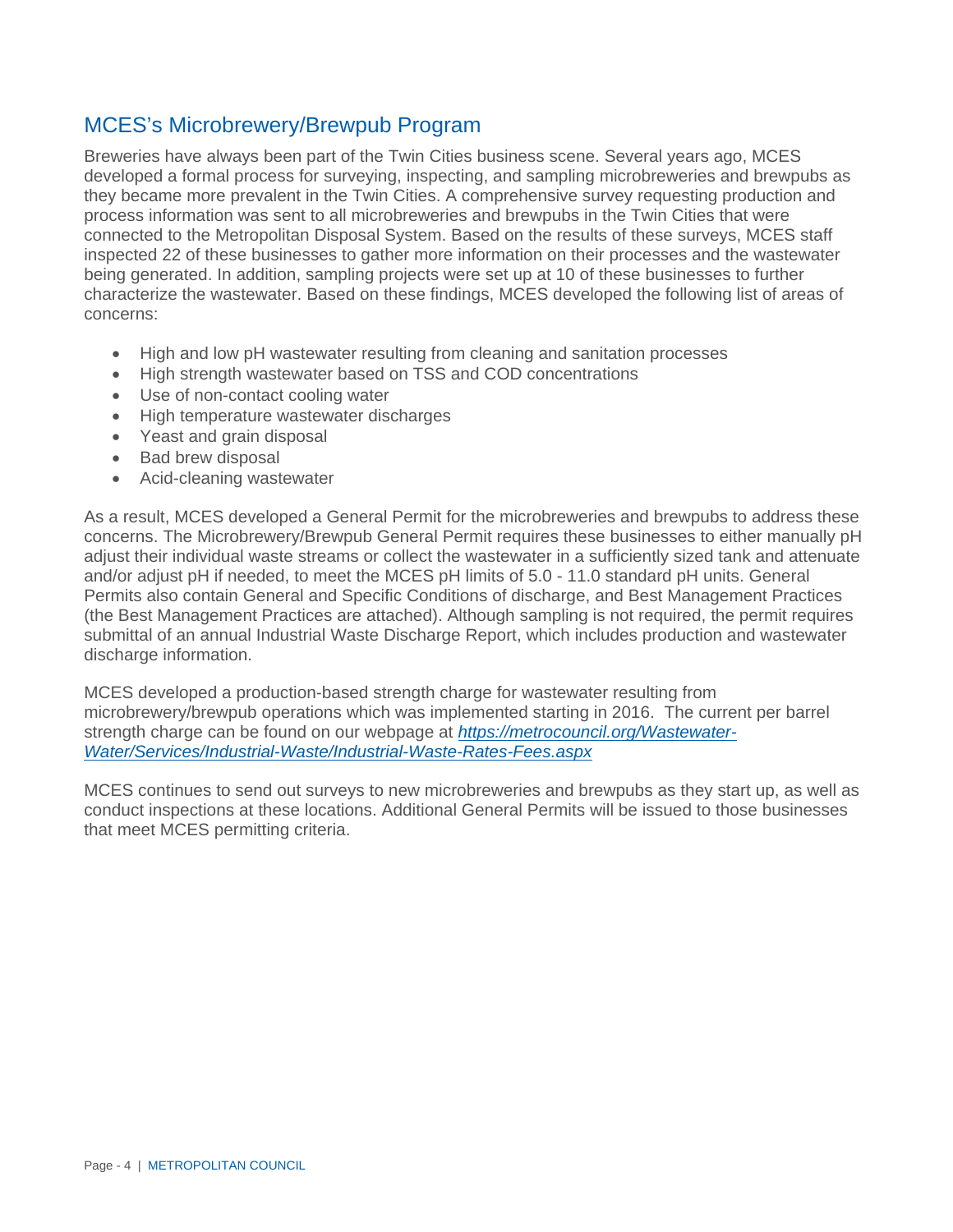## MCES's Microbrewery/Brewpub Program

Breweries have always been part of the Twin Cities business scene. Several years ago, MCES developed a formal process for surveying, inspecting, and sampling microbreweries and brewpubs as they became more prevalent in the Twin Cities. A comprehensive survey requesting production and process information was sent to all microbreweries and brewpubs in the Twin Cities that were connected to the Metropolitan Disposal System. Based on the results of these surveys, MCES staff inspected 22 of these businesses to gather more information on their processes and the wastewater being generated. In addition, sampling projects were set up at 10 of these businesses to further characterize the wastewater. Based on these findings, MCES developed the following list of areas of concerns:

- High and low pH wastewater resulting from cleaning and sanitation processes
- High strength wastewater based on TSS and COD concentrations
- Use of non-contact cooling water
- High temperature wastewater discharges
- Yeast and grain disposal
- Bad brew disposal
- Acid-cleaning wastewater

As a result, MCES developed a General Permit for the microbreweries and brewpubs to address these concerns. The Microbrewery/Brewpub General Permit requires these businesses to either manually pH adjust their individual waste streams or collect the wastewater in a sufficiently sized tank and attenuate and/or adjust pH if needed, to meet the MCES pH limits of 5.0 - 11.0 standard pH units. General Permits also contain General and Specific Conditions of discharge, and Best Management Practices (the Best Management Practices are attached). Although sampling is not required, the permit requires submittal of an annual Industrial Waste Discharge Report, which includes production and wastewater discharge information.

MCES developed a production-based strength charge for wastewater resulting from microbrewery/brewpub operations which was implemented starting in 2016. The current per barrel strength charge can be found on our webpage at *https://metrocouncil.org/Wastewater-Water/Services/Industrial-Waste/Industrial-Waste-Rates-Fees.aspx*

MCES continues to send out surveys to new microbreweries and brewpubs as they start up, as well as conduct inspections at these locations. Additional General Permits will be issued to those businesses that meet MCES permitting criteria.